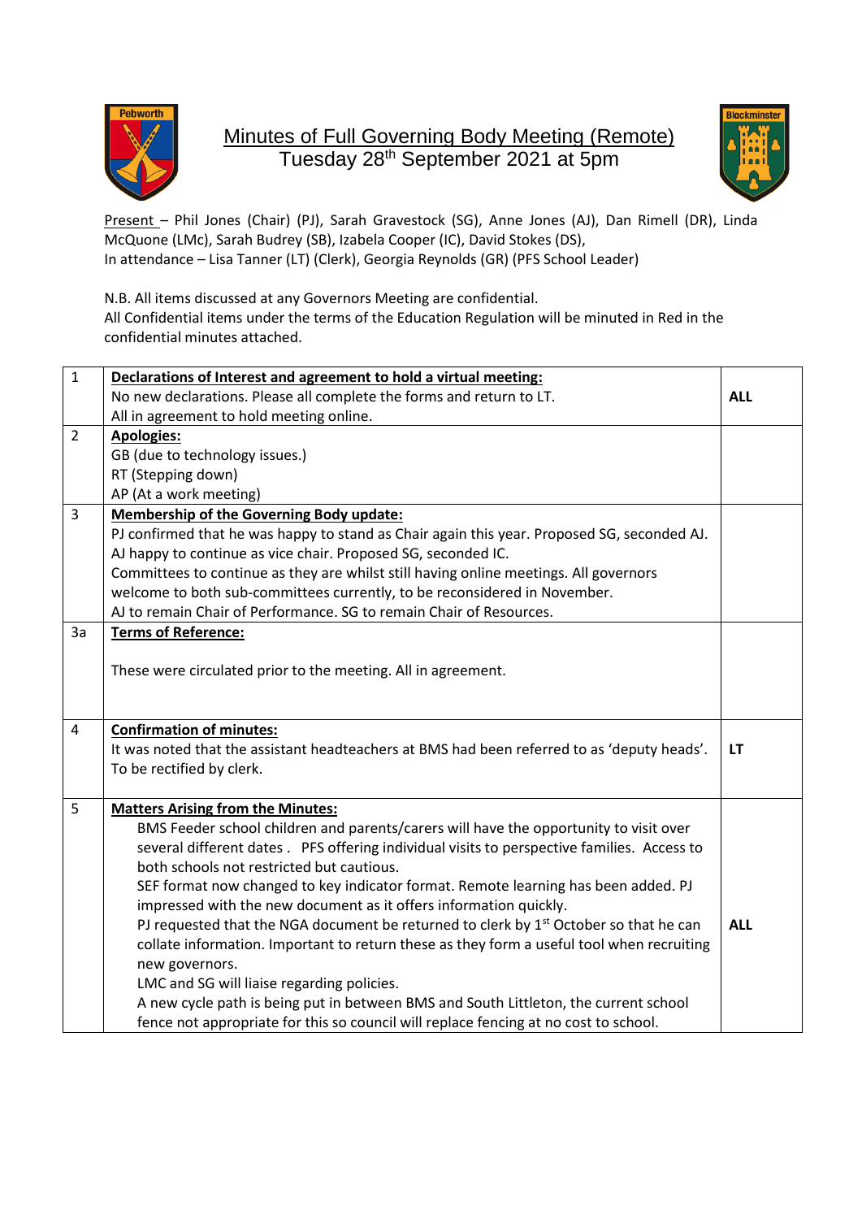# Minutes of Full Governing Body Meeting (Remote)

## Tuesday 28th September 2021 at 5pm

Present – Phil Jones (Chair) (PJ), Sarah Gravestock (SG), Anne Jones (AJ), Dan Rimell (DR), Linda McQuone (LMc), Sarah Budrey (SB), Izabela Cooper (IC), David Stokes (DS),
In attendance – Lisa Tanner (LT) (Clerk), Georgia Reynolds (GR) (PFS School Leader)

N.B. All items discussed at any Governors Meeting are confidential.
All Confidential items under the terms of the Education Regulation will be minuted in Red in the confidential minutes attached.

| | | |
|---|---|---|
| 1 | **Declarations of Interest and agreement to hold a virtual meeting:**<br>No new declarations. Please all complete the forms and return to LT.<br>All in agreement to hold meeting online. | **ALL** |
| 2 | **Apologies:**<br>GB (due to technology issues.)<br>RT (Stepping down)<br>AP (At a work meeting) | |
| 3 | **Membership of the Governing Body update:**<br>PJ confirmed that he was happy to stand as Chair again this year. Proposed SG, seconded AJ.<br>AJ happy to continue as vice chair. Proposed SG, seconded IC.<br>Committees to continue as they are whilst still having online meetings. All governors welcome to both sub-committees currently, to be reconsidered in November.<br>AJ to remain Chair of Performance. SG to remain Chair of Resources. | |
| 3a | **Terms of Reference:**<br><br>These were circulated prior to the meeting. All in agreement. | |
| 4 | **Confirmation of minutes:**<br>It was noted that the assistant headteachers at BMS had been referred to as 'deputy heads'. To be rectified by clerk. | **LT** |
| 5 | **Matters Arising from the Minutes:**<br>BMS Feeder school children and parents/carers will have the opportunity to visit over several different dates . PFS offering individual visits to perspective families. Access to both schools not restricted but cautious.<br>SEF format now changed to key indicator format. Remote learning has been added. PJ impressed with the new document as it offers information quickly.<br>PJ requested that the NGA document be returned to clerk by 1st October so that he can collate information. Important to return these as they form a useful tool when recruiting new governors.<br>LMC and SG will liaise regarding policies.<br>A new cycle path is being put in between BMS and South Littleton, the current school fence not appropriate for this so council will replace fencing at no cost to school. | **ALL** |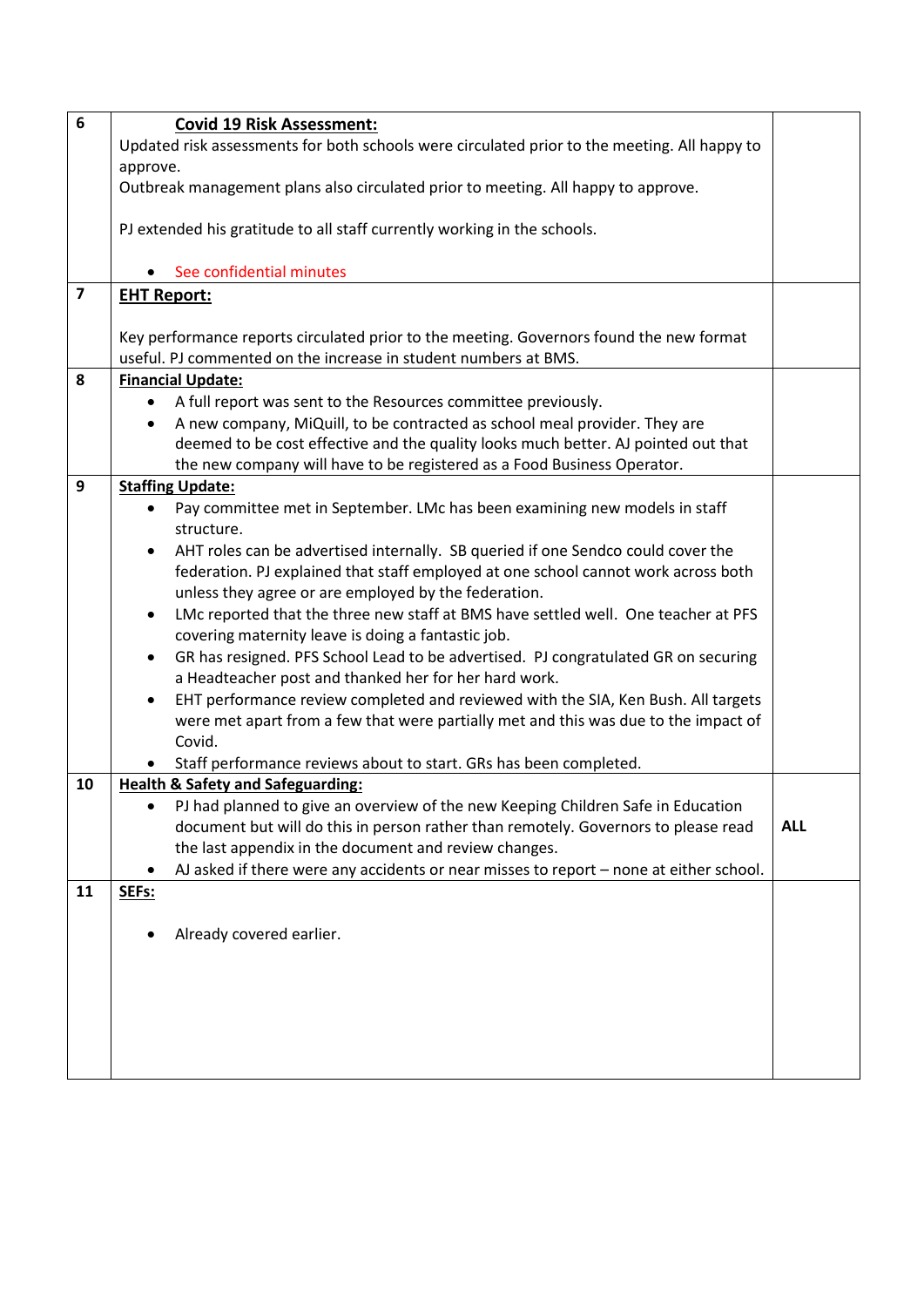| | | |
|---|---|---|
| **6** | **Covid 19 Risk Assessment:**<br>Updated risk assessments for both schools were circulated prior to the meeting. All happy to approve.<br>Outbreak management plans also circulated prior to meeting. All happy to approve.<br><br>PJ extended his gratitude to all staff currently working in the schools.<br><br>• See confidential minutes | |
| **7** | **EHT Report:**<br><br>Key performance reports circulated prior to the meeting. Governors found the new format useful. PJ commented on the increase in student numbers at BMS. | |
| **8** | **Financial Update:**<br>• A full report was sent to the Resources committee previously.<br>• A new company, MiQuill, to be contracted as school meal provider. They are deemed to be cost effective and the quality looks much better. AJ pointed out that the new company will have to be registered as a Food Business Operator. | |
| **9** | **Staffing Update:**<br>• Pay committee met in September. LMc has been examining new models in staff structure.<br>• AHT roles can be advertised internally. SB queried if one Sendco could cover the federation. PJ explained that staff employed at one school cannot work across both unless they agree or are employed by the federation.<br>• LMc reported that the three new staff at BMS have settled well. One teacher at PFS covering maternity leave is doing a fantastic job.<br>• GR has resigned. PFS School Lead to be advertised. PJ congratulated GR on securing a Headteacher post and thanked her for her hard work.<br>• EHT performance review completed and reviewed with the SIA, Ken Bush. All targets were met apart from a few that were partially met and this was due to the impact of Covid.<br>• Staff performance reviews about to start. GRs has been completed. | |
| **10** | **Health & Safety and Safeguarding:**<br>• PJ had planned to give an overview of the new Keeping Children Safe in Education document but will do this in person rather than remotely. Governors to please read the last appendix in the document and review changes.<br>• AJ asked if there were any accidents or near misses to report – none at either school. | **ALL** |
| **11** | **SEFs:**<br><br>• Already covered earlier. | |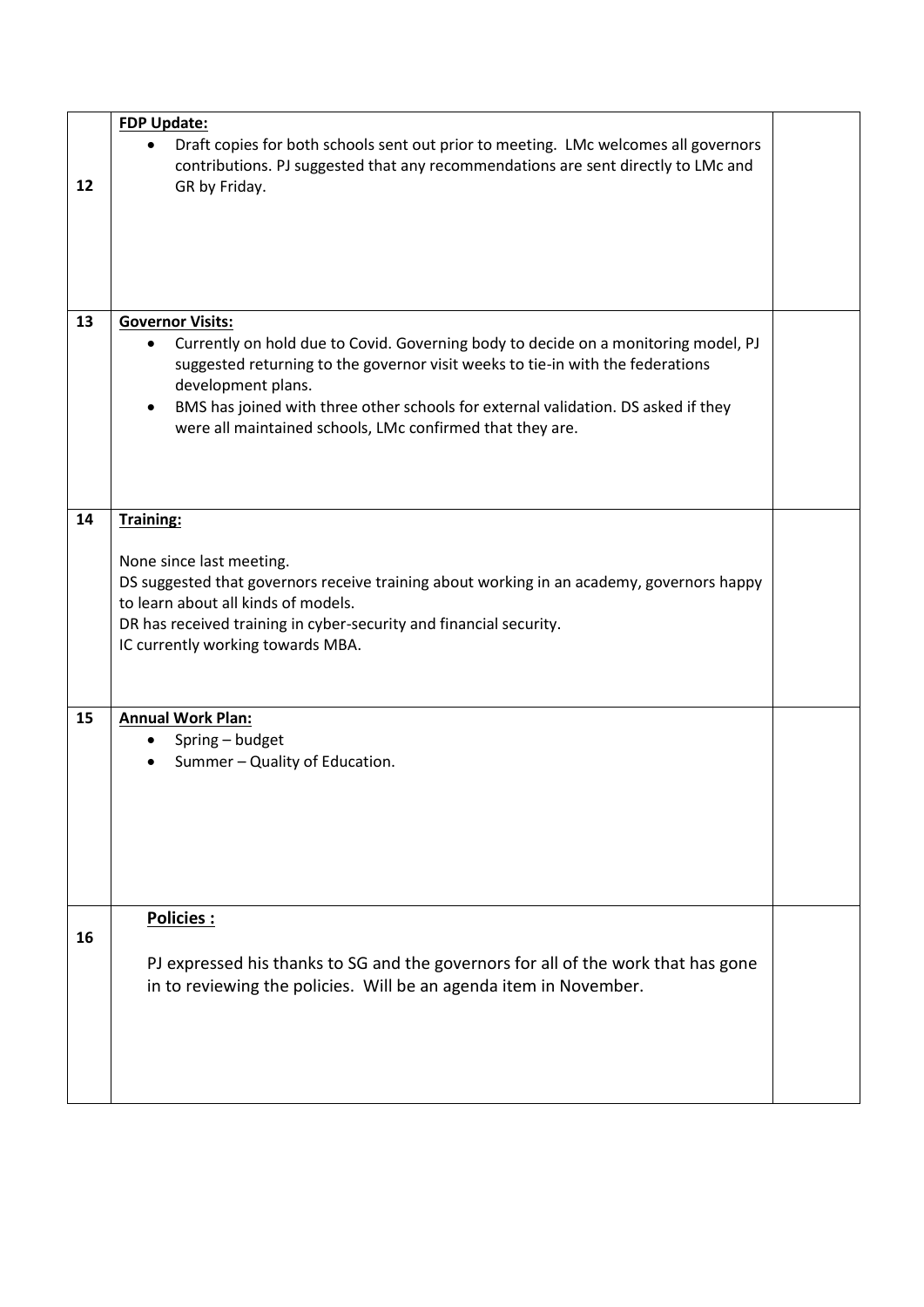| | | |
|---|---|---|
| 12 | **FDP Update:**<br>• Draft copies for both schools sent out prior to meeting. LMc welcomes all governors contributions. PJ suggested that any recommendations are sent directly to LMc and GR by Friday. | |
| 13 | **Governor Visits:**<br>• Currently on hold due to Covid. Governing body to decide on a monitoring model, PJ suggested returning to the governor visit weeks to tie-in with the federations development plans.<br>• BMS has joined with three other schools for external validation. DS asked if they were all maintained schools, LMc confirmed that they are. | |
| 14 | **Training:**<br><br>None since last meeting.<br>DS suggested that governors receive training about working in an academy, governors happy to learn about all kinds of models.<br>DR has received training in cyber-security and financial security.<br>IC currently working towards MBA. | |
| 15 | **Annual Work Plan:**<br>• Spring – budget<br>• Summer – Quality of Education. | |
| 16 | **Policies :**<br><br>PJ expressed his thanks to SG and the governors for all of the work that has gone in to reviewing the policies. Will be an agenda item in November. | |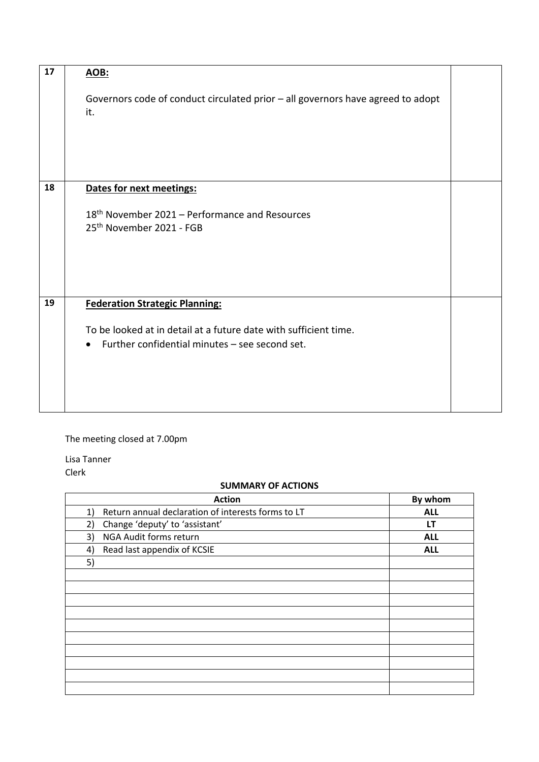| | | |
|---|---|---|
| 17 | **AOB:**<br><br>Governors code of conduct circulated prior – all governors have agreed to adopt it. | |
| 18 | **Dates for next meetings:**<br><br>18th November 2021 – Performance and Resources<br>25th November 2021 - FGB | |
| 19 | **Federation Strategic Planning:**<br><br>To be looked at in detail at a future date with sufficient time.<br>• Further confidential minutes – see second set. | |

The meeting closed at 7.00pm

Lisa Tanner
Clerk

**SUMMARY OF ACTIONS**

| Action | By whom |
|---|---|
| 1) Return annual declaration of interests forms to LT | **ALL** |
| 2) Change 'deputy' to 'assistant' | **LT** |
| 3) NGA Audit forms return | **ALL** |
| 4) Read last appendix of KCSIE | **ALL** |
| 5) | |
| | |
| | |
| | |
| | |
| | |
| | |
| | |
| | |
| | |
| | |